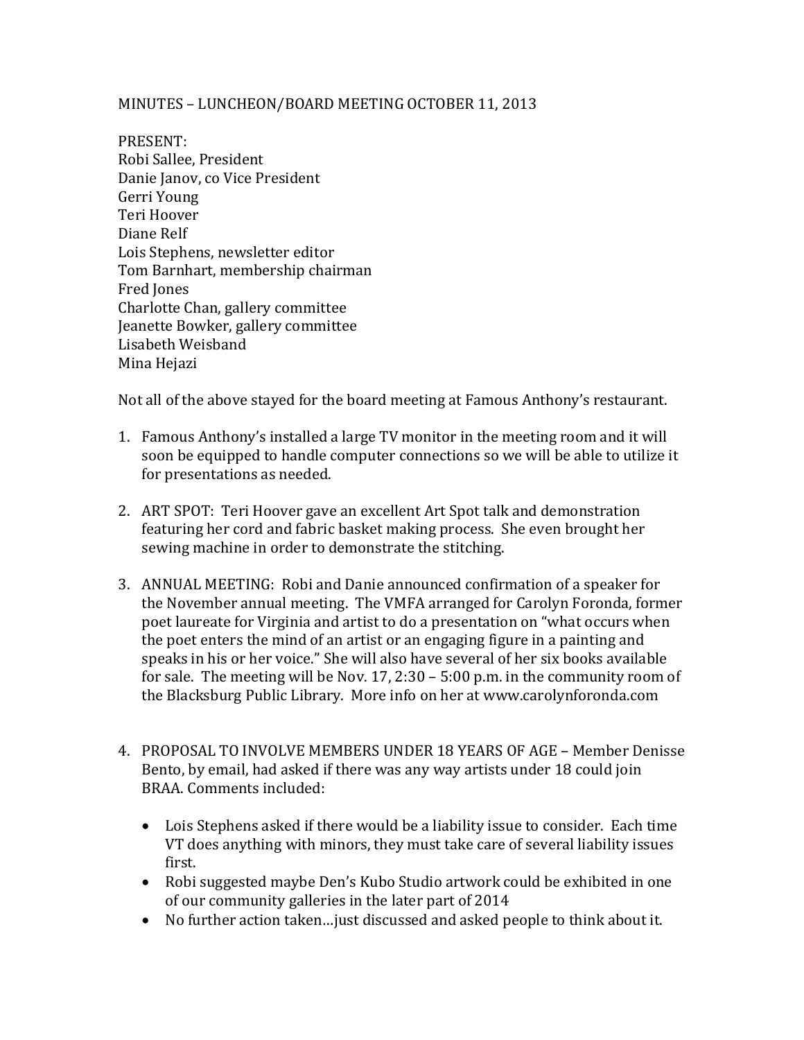# MINUTES – LUNCHEON/BOARD MEETING OCTOBER 11, 2013

PRESENT:
Robi Sallee, President
Danie Janov, co Vice President
Gerri Young
Teri Hoover
Diane Relf
Lois Stephens, newsletter editor
Tom Barnhart, membership chairman
Fred Jones
Charlotte Chan, gallery committee
Jeanette Bowker, gallery committee
Lisabeth Weisband
Mina Hejazi

Not all of the above stayed for the board meeting at Famous Anthony's restaurant.

1. Famous Anthony's installed a large TV monitor in the meeting room and it will soon be equipped to handle computer connections so we will be able to utilize it for presentations as needed.

2. ART SPOT: Teri Hoover gave an excellent Art Spot talk and demonstration featuring her cord and fabric basket making process. She even brought her sewing machine in order to demonstrate the stitching.

3. ANNUAL MEETING: Robi and Danie announced confirmation of a speaker for the November annual meeting. The VMFA arranged for Carolyn Foronda, former poet laureate for Virginia and artist to do a presentation on "what occurs when the poet enters the mind of an artist or an engaging figure in a painting and speaks in his or her voice." She will also have several of her six books available for sale. The meeting will be Nov. 17, 2:30 – 5:00 p.m. in the community room of the Blacksburg Public Library. More info on her at www.carolynforonda.com

4. PROPOSAL TO INVOLVE MEMBERS UNDER 18 YEARS OF AGE – Member Denisse Bento, by email, had asked if there was any way artists under 18 could join BRAA. Comments included:

   - Lois Stephens asked if there would be a liability issue to consider. Each time VT does anything with minors, they must take care of several liability issues first.
   - Robi suggested maybe Den's Kubo Studio artwork could be exhibited in one of our community galleries in the later part of 2014
   - No further action taken…just discussed and asked people to think about it.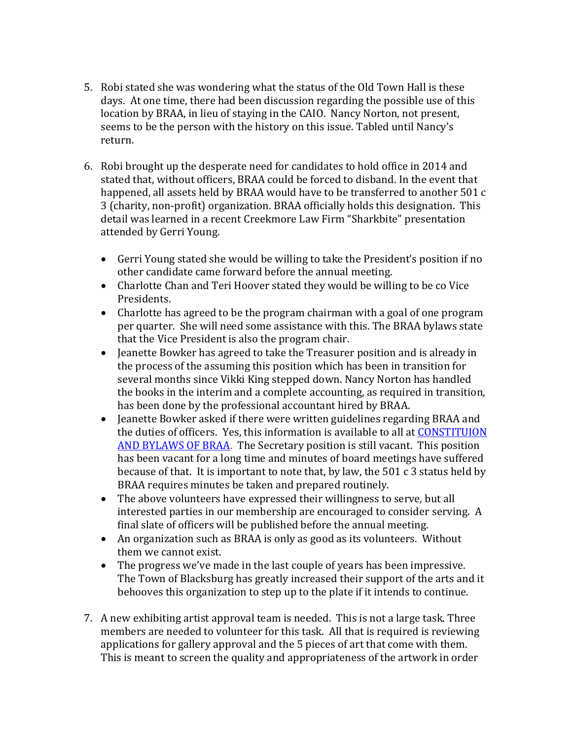5. Robi stated she was wondering what the status of the Old Town Hall is these days. At one time, there had been discussion regarding the possible use of this location by BRAA, in lieu of staying in the CAIO. Nancy Norton, not present, seems to be the person with the history on this issue. Tabled until Nancy's return.

6. Robi brought up the desperate need for candidates to hold office in 2014 and stated that, without officers, BRAA could be forced to disband. In the event that happened, all assets held by BRAA would have to be transferred to another 501 c 3 (charity, non-profit) organization. BRAA officially holds this designation. This detail was learned in a recent Creekmore Law Firm "Sharkbite" presentation attended by Gerri Young.

   - Gerri Young stated she would be willing to take the President's position if no other candidate came forward before the annual meeting.
   - Charlotte Chan and Teri Hoover stated they would be willing to be co Vice Presidents.
   - Charlotte has agreed to be the program chairman with a goal of one program per quarter. She will need some assistance with this. The BRAA bylaws state that the Vice President is also the program chair.
   - Jeanette Bowker has agreed to take the Treasurer position and is already in the process of the assuming this position which has been in transition for several months since Vikki King stepped down. Nancy Norton has handled the books in the interim and a complete accounting, as required in transition, has been done by the professional accountant hired by BRAA.
   - Jeanette Bowker asked if there were written guidelines regarding BRAA and the duties of officers. Yes, this information is available to all at CONSTITUION AND BYLAWS OF BRAA. The Secretary position is still vacant. This position has been vacant for a long time and minutes of board meetings have suffered because of that. It is important to note that, by law, the 501 c 3 status held by BRAA requires minutes be taken and prepared routinely.
   - The above volunteers have expressed their willingness to serve, but all interested parties in our membership are encouraged to consider serving. A final slate of officers will be published before the annual meeting.
   - An organization such as BRAA is only as good as its volunteers. Without them we cannot exist.
   - The progress we've made in the last couple of years has been impressive. The Town of Blacksburg has greatly increased their support of the arts and it behooves this organization to step up to the plate if it intends to continue.

7. A new exhibiting artist approval team is needed. This is not a large task. Three members are needed to volunteer for this task. All that is required is reviewing applications for gallery approval and the 5 pieces of art that come with them. This is meant to screen the quality and appropriateness of the artwork in order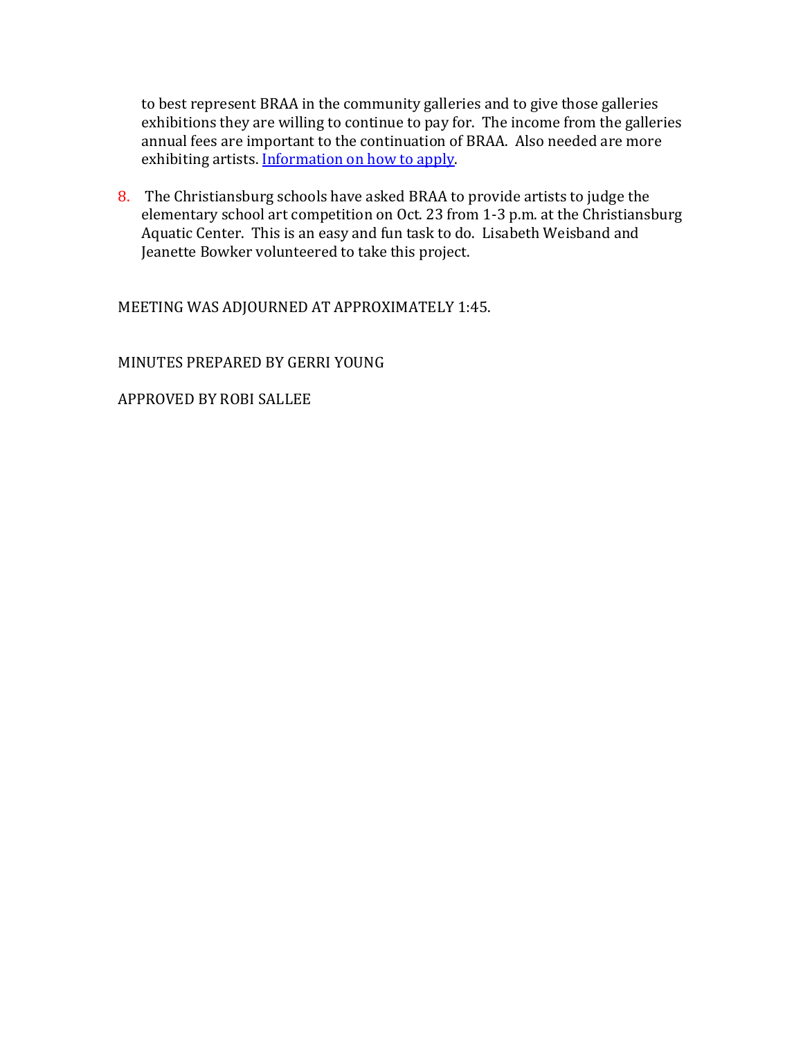to best represent BRAA in the community galleries and to give those galleries exhibitions they are willing to continue to pay for. The income from the galleries annual fees are important to the continuation of BRAA. Also needed are more exhibiting artists. Information on how to apply.

8. The Christiansburg schools have asked BRAA to provide artists to judge the elementary school art competition on Oct. 23 from 1-3 p.m. at the Christiansburg Aquatic Center. This is an easy and fun task to do. Lisabeth Weisband and Jeanette Bowker volunteered to take this project.

MEETING WAS ADJOURNED AT APPROXIMATELY 1:45.

MINUTES PREPARED BY GERRI YOUNG

APPROVED BY ROBI SALLEE